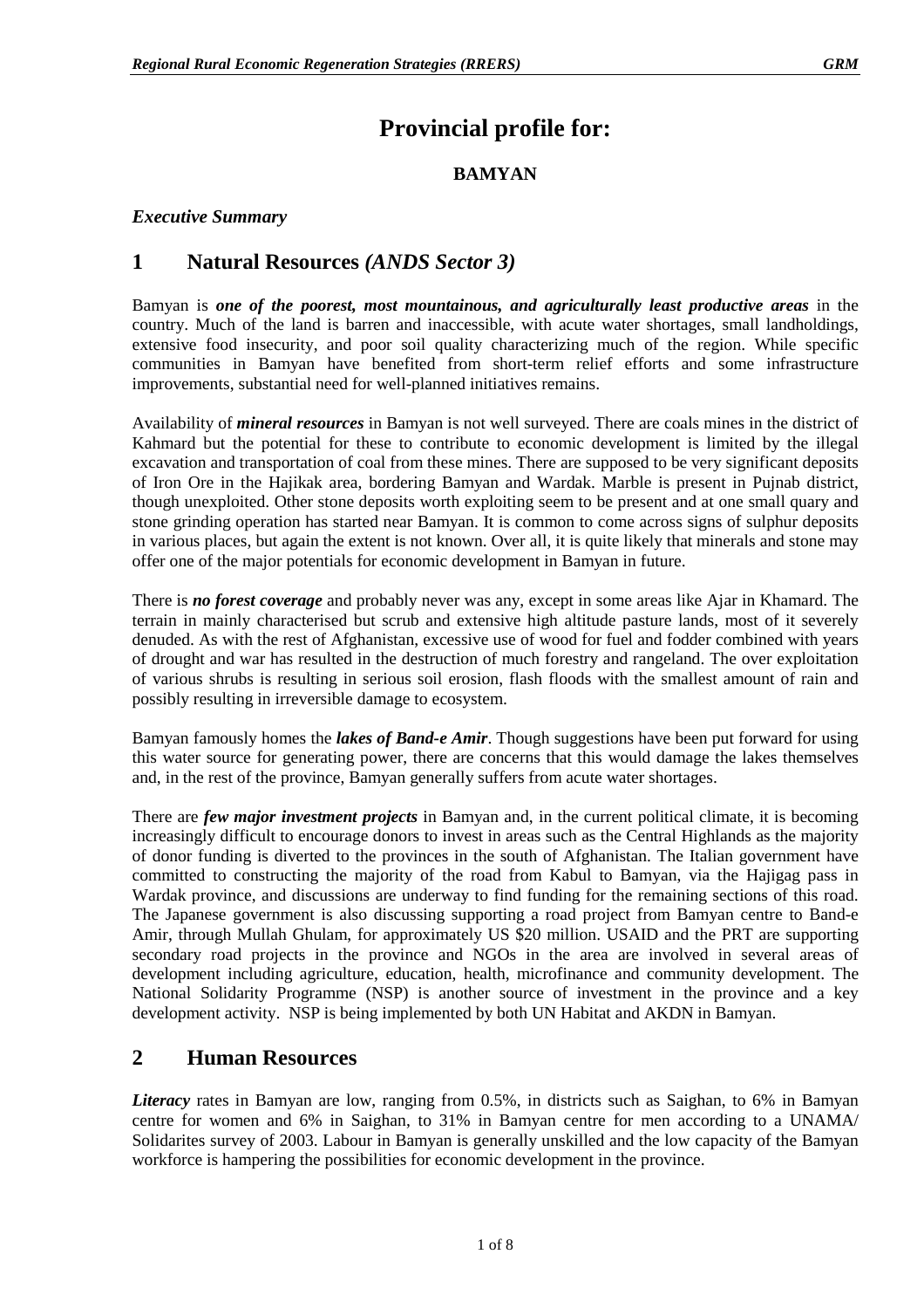# Provincial profile for:

**BAMYAN**

***Executive Summary***

## 1 Natural Resources *(ANDS Sector 3)*

Bamyan is ***one of the poorest, most mountainous, and agriculturally least productive areas*** in the country. Much of the land is barren and inaccessible, with acute water shortages, small landholdings, extensive food insecurity, and poor soil quality characterizing much of the region. While specific communities in Bamyan have benefited from short-term relief efforts and some infrastructure improvements, substantial need for well-planned initiatives remains.

Availability of ***mineral resources*** in Bamyan is not well surveyed. There are coals mines in the district of Kahmard but the potential for these to contribute to economic development is limited by the illegal excavation and transportation of coal from these mines. There are supposed to be very significant deposits of Iron Ore in the Hajikak area, bordering Bamyan and Wardak. Marble is present in Pujnab district, though unexploited. Other stone deposits worth exploiting seem to be present and at one small quary and stone grinding operation has started near Bamyan. It is common to come across signs of sulphur deposits in various places, but again the extent is not known. Over all, it is quite likely that minerals and stone may offer one of the major potentials for economic development in Bamyan in future.

There is ***no forest coverage*** and probably never was any, except in some areas like Ajar in Khamard. The terrain in mainly characterised but scrub and extensive high altitude pasture lands, most of it severely denuded. As with the rest of Afghanistan, excessive use of wood for fuel and fodder combined with years of drought and war has resulted in the destruction of much forestry and rangeland. The over exploitation of various shrubs is resulting in serious soil erosion, flash floods with the smallest amount of rain and possibly resulting in irreversible damage to ecosystem.

Bamyan famously homes the ***lakes of Band-e Amir***. Though suggestions have been put forward for using this water source for generating power, there are concerns that this would damage the lakes themselves and, in the rest of the province, Bamyan generally suffers from acute water shortages.

There are ***few major investment projects*** in Bamyan and, in the current political climate, it is becoming increasingly difficult to encourage donors to invest in areas such as the Central Highlands as the majority of donor funding is diverted to the provinces in the south of Afghanistan. The Italian government have committed to constructing the majority of the road from Kabul to Bamyan, via the Hajigag pass in Wardak province, and discussions are underway to find funding for the remaining sections of this road. The Japanese government is also discussing supporting a road project from Bamyan centre to Band-e Amir, through Mullah Ghulam, for approximately US $20 million. USAID and the PRT are supporting secondary road projects in the province and NGOs in the area are involved in several areas of development including agriculture, education, health, microfinance and community development. The National Solidarity Programme (NSP) is another source of investment in the province and a key development activity. NSP is being implemented by both UN Habitat and AKDN in Bamyan.

## 2 Human Resources

***Literacy*** rates in Bamyan are low, ranging from 0.5%, in districts such as Saighan, to 6% in Bamyan centre for women and 6% in Saighan, to 31% in Bamyan centre for men according to a UNAMA/ Solidarites survey of 2003. Labour in Bamyan is generally unskilled and the low capacity of the Bamyan workforce is hampering the possibilities for economic development in the province.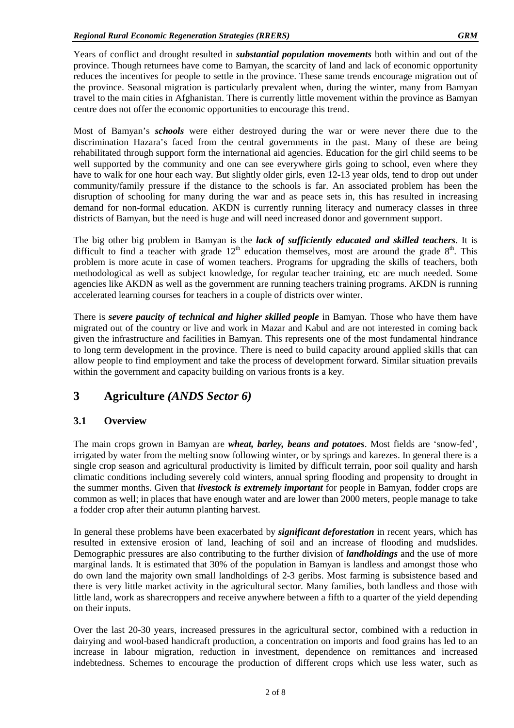Years of conflict and drought resulted in ***substantial population movements*** both within and out of the province. Though returnees have come to Bamyan, the scarcity of land and lack of economic opportunity reduces the incentives for people to settle in the province. These same trends encourage migration out of the province. Seasonal migration is particularly prevalent when, during the winter, many from Bamyan travel to the main cities in Afghanistan. There is currently little movement within the province as Bamyan centre does not offer the economic opportunities to encourage this trend.

Most of Bamyan's ***schools*** were either destroyed during the war or were never there due to the discrimination Hazara's faced from the central governments in the past. Many of these are being rehabilitated through support form the international aid agencies. Education for the girl child seems to be well supported by the community and one can see everywhere girls going to school, even where they have to walk for one hour each way. But slightly older girls, even 12-13 year olds, tend to drop out under community/family pressure if the distance to the schools is far. An associated problem has been the disruption of schooling for many during the war and as peace sets in, this has resulted in increasing demand for non-formal education. AKDN is currently running literacy and numeracy classes in three districts of Bamyan, but the need is huge and will need increased donor and government support.

The big other big problem in Bamyan is the ***lack of sufficiently educated and skilled teachers***. It is difficult to find a teacher with grade 12th education themselves, most are around the grade 8th. This problem is more acute in case of women teachers. Programs for upgrading the skills of teachers, both methodological as well as subject knowledge, for regular teacher training, etc are much needed. Some agencies like AKDN as well as the government are running teachers training programs. AKDN is running accelerated learning courses for teachers in a couple of districts over winter.

There is ***severe paucity of technical and higher skilled people*** in Bamyan. Those who have them have migrated out of the country or live and work in Mazar and Kabul and are not interested in coming back given the infrastructure and facilities in Bamyan. This represents one of the most fundamental hindrance to long term development in the province. There is need to build capacity around applied skills that can allow people to find employment and take the process of development forward. Similar situation prevails within the government and capacity building on various fronts is a key.

# 3 Agriculture *(ANDS Sector 6)*

## 3.1 Overview

The main crops grown in Bamyan are ***wheat, barley, beans and potatoes***. Most fields are 'snow-fed', irrigated by water from the melting snow following winter, or by springs and karezes. In general there is a single crop season and agricultural productivity is limited by difficult terrain, poor soil quality and harsh climatic conditions including severely cold winters, annual spring flooding and propensity to drought in the summer months. Given that ***livestock is extremely important*** for people in Bamyan, fodder crops are common as well; in places that have enough water and are lower than 2000 meters, people manage to take a fodder crop after their autumn planting harvest.

In general these problems have been exacerbated by ***significant deforestation*** in recent years, which has resulted in extensive erosion of land, leaching of soil and an increase of flooding and mudslides. Demographic pressures are also contributing to the further division of ***landholdings*** and the use of more marginal lands. It is estimated that 30% of the population in Bamyan is landless and amongst those who do own land the majority own small landholdings of 2-3 geribs. Most farming is subsistence based and there is very little market activity in the agricultural sector. Many families, both landless and those with little land, work as sharecroppers and receive anywhere between a fifth to a quarter of the yield depending on their inputs.

Over the last 20-30 years, increased pressures in the agricultural sector, combined with a reduction in dairying and wool-based handicraft production, a concentration on imports and food grains has led to an increase in labour migration, reduction in investment, dependence on remittances and increased indebtedness. Schemes to encourage the production of different crops which use less water, such as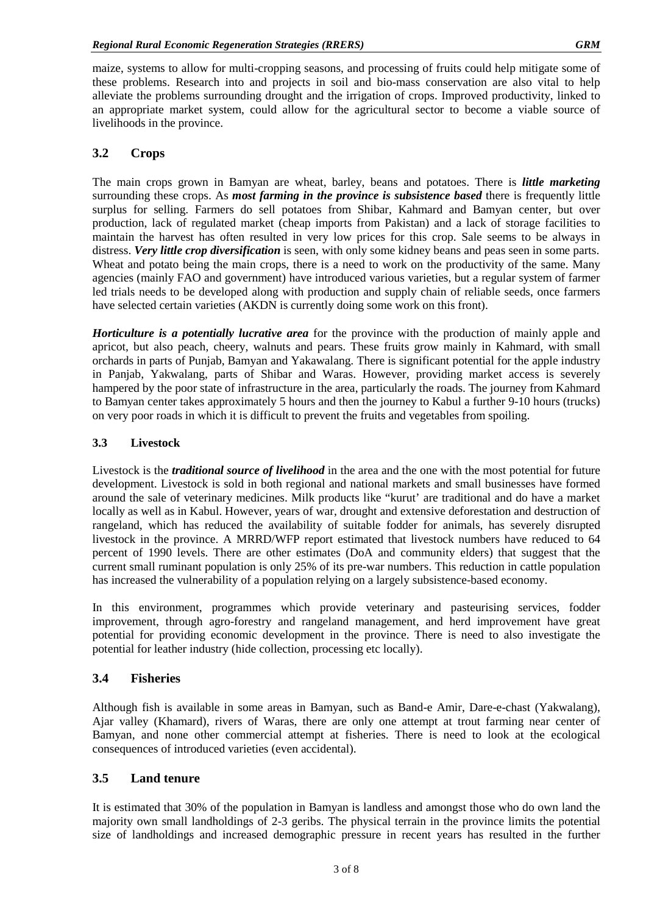maize, systems to allow for multi-cropping seasons, and processing of fruits could help mitigate some of these problems. Research into and projects in soil and bio-mass conservation are also vital to help alleviate the problems surrounding drought and the irrigation of crops. Improved productivity, linked to an appropriate market system, could allow for the agricultural sector to become a viable source of livelihoods in the province.

## 3.2 Crops

The main crops grown in Bamyan are wheat, barley, beans and potatoes. There is ***little marketing*** surrounding these crops. As ***most farming in the province is subsistence based*** there is frequently little surplus for selling. Farmers do sell potatoes from Shibar, Kahmard and Bamyan center, but over production, lack of regulated market (cheap imports from Pakistan) and a lack of storage facilities to maintain the harvest has often resulted in very low prices for this crop. Sale seems to be always in distress. ***Very little crop diversification*** is seen, with only some kidney beans and peas seen in some parts. Wheat and potato being the main crops, there is a need to work on the productivity of the same. Many agencies (mainly FAO and government) have introduced various varieties, but a regular system of farmer led trials needs to be developed along with production and supply chain of reliable seeds, once farmers have selected certain varieties (AKDN is currently doing some work on this front).

***Horticulture is a potentially lucrative area*** for the province with the production of mainly apple and apricot, but also peach, cheery, walnuts and pears. These fruits grow mainly in Kahmard, with small orchards in parts of Punjab, Bamyan and Yakawalang. There is significant potential for the apple industry in Panjab, Yakwalang, parts of Shibar and Waras. However, providing market access is severely hampered by the poor state of infrastructure in the area, particularly the roads. The journey from Kahmard to Bamyan center takes approximately 5 hours and then the journey to Kabul a further 9-10 hours (trucks) on very poor roads in which it is difficult to prevent the fruits and vegetables from spoiling.

### 3.3 Livestock

Livestock is the ***traditional source of livelihood*** in the area and the one with the most potential for future development. Livestock is sold in both regional and national markets and small businesses have formed around the sale of veterinary medicines. Milk products like "kurut' are traditional and do have a market locally as well as in Kabul. However, years of war, drought and extensive deforestation and destruction of rangeland, which has reduced the availability of suitable fodder for animals, has severely disrupted livestock in the province. A MRRD/WFP report estimated that livestock numbers have reduced to 64 percent of 1990 levels. There are other estimates (DoA and community elders) that suggest that the current small ruminant population is only 25% of its pre-war numbers. This reduction in cattle population has increased the vulnerability of a population relying on a largely subsistence-based economy.

In this environment, programmes which provide veterinary and pasteurising services, fodder improvement, through agro-forestry and rangeland management, and herd improvement have great potential for providing economic development in the province. There is need to also investigate the potential for leather industry (hide collection, processing etc locally).

## 3.4 Fisheries

Although fish is available in some areas in Bamyan, such as Band-e Amir, Dare-e-chast (Yakwalang), Ajar valley (Khamard), rivers of Waras, there are only one attempt at trout farming near center of Bamyan, and none other commercial attempt at fisheries. There is need to look at the ecological consequences of introduced varieties (even accidental).

## 3.5 Land tenure

It is estimated that 30% of the population in Bamyan is landless and amongst those who do own land the majority own small landholdings of 2-3 geribs. The physical terrain in the province limits the potential size of landholdings and increased demographic pressure in recent years has resulted in the further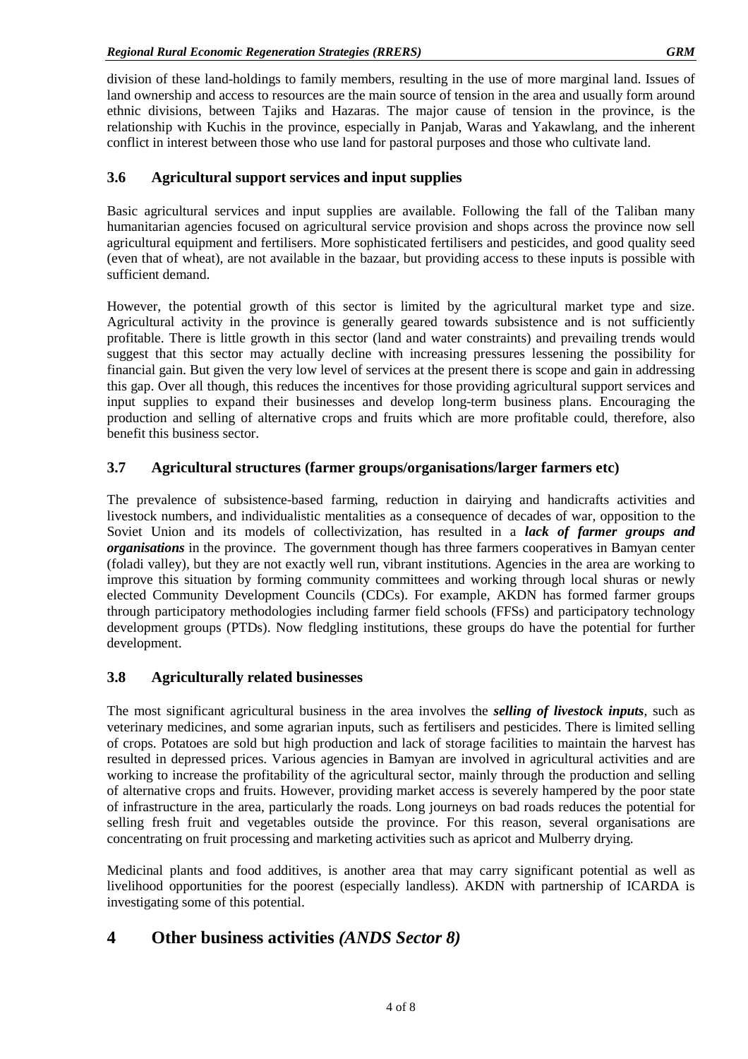division of these land-holdings to family members, resulting in the use of more marginal land. Issues of land ownership and access to resources are the main source of tension in the area and usually form around ethnic divisions, between Tajiks and Hazaras. The major cause of tension in the province, is the relationship with Kuchis in the province, especially in Panjab, Waras and Yakawlang, and the inherent conflict in interest between those who use land for pastoral purposes and those who cultivate land.

### 3.6 Agricultural support services and input supplies

Basic agricultural services and input supplies are available. Following the fall of the Taliban many humanitarian agencies focused on agricultural service provision and shops across the province now sell agricultural equipment and fertilisers. More sophisticated fertilisers and pesticides, and good quality seed (even that of wheat), are not available in the bazaar, but providing access to these inputs is possible with sufficient demand.

However, the potential growth of this sector is limited by the agricultural market type and size. Agricultural activity in the province is generally geared towards subsistence and is not sufficiently profitable. There is little growth in this sector (land and water constraints) and prevailing trends would suggest that this sector may actually decline with increasing pressures lessening the possibility for financial gain. But given the very low level of services at the present there is scope and gain in addressing this gap. Over all though, this reduces the incentives for those providing agricultural support services and input supplies to expand their businesses and develop long-term business plans. Encouraging the production and selling of alternative crops and fruits which are more profitable could, therefore, also benefit this business sector.

### 3.7 Agricultural structures (farmer groups/organisations/larger farmers etc)

The prevalence of subsistence-based farming, reduction in dairying and handicrafts activities and livestock numbers, and individualistic mentalities as a consequence of decades of war, opposition to the Soviet Union and its models of collectivization, has resulted in a ***lack of farmer groups and organisations*** in the province. The government though has three farmers cooperatives in Bamyan center (foladi valley), but they are not exactly well run, vibrant institutions. Agencies in the area are working to improve this situation by forming community committees and working through local shuras or newly elected Community Development Councils (CDCs). For example, AKDN has formed farmer groups through participatory methodologies including farmer field schools (FFSs) and participatory technology development groups (PTDs). Now fledgling institutions, these groups do have the potential for further development.

### 3.8 Agriculturally related businesses

The most significant agricultural business in the area involves the ***selling of livestock inputs***, such as veterinary medicines, and some agrarian inputs, such as fertilisers and pesticides. There is limited selling of crops. Potatoes are sold but high production and lack of storage facilities to maintain the harvest has resulted in depressed prices. Various agencies in Bamyan are involved in agricultural activities and are working to increase the profitability of the agricultural sector, mainly through the production and selling of alternative crops and fruits. However, providing market access is severely hampered by the poor state of infrastructure in the area, particularly the roads. Long journeys on bad roads reduces the potential for selling fresh fruit and vegetables outside the province. For this reason, several organisations are concentrating on fruit processing and marketing activities such as apricot and Mulberry drying.

Medicinal plants and food additives, is another area that may carry significant potential as well as livelihood opportunities for the poorest (especially landless). AKDN with partnership of ICARDA is investigating some of this potential.

## 4 Other business activities *(ANDS Sector 8)*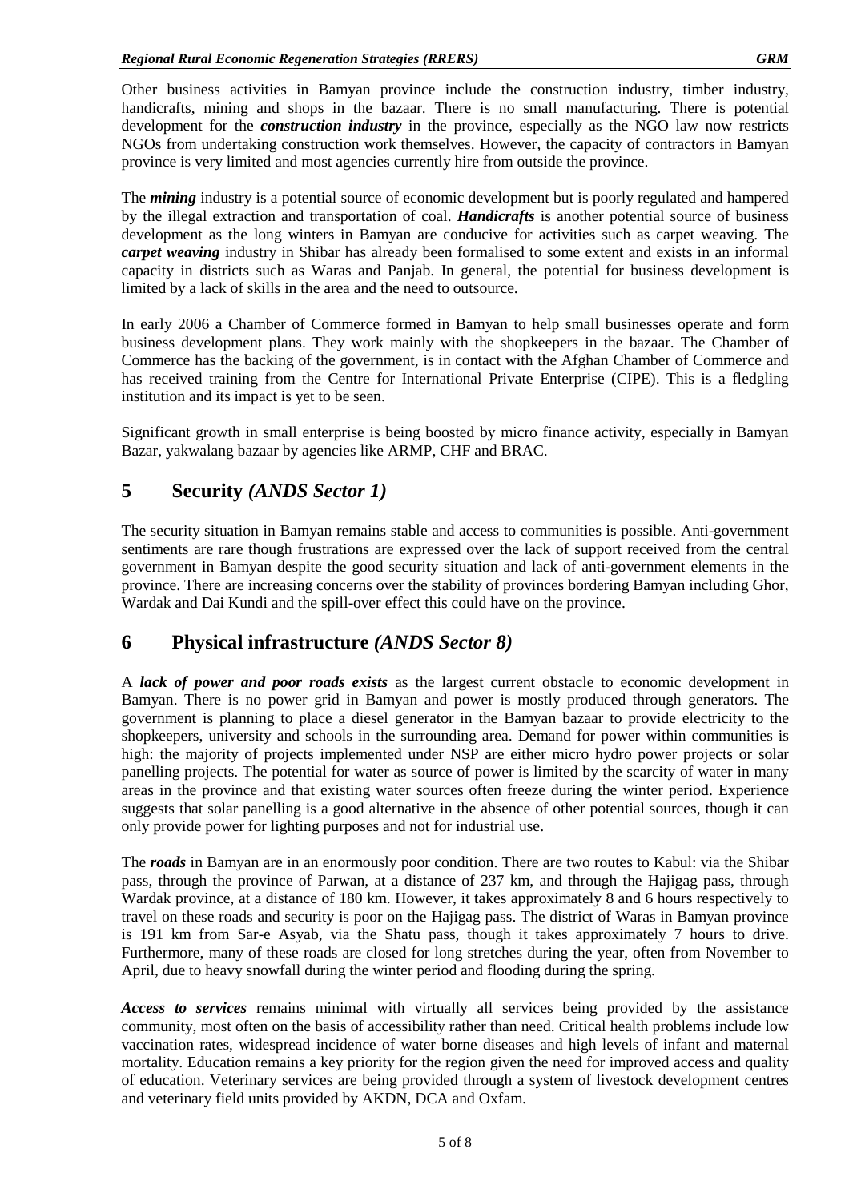Other business activities in Bamyan province include the construction industry, timber industry, handicrafts, mining and shops in the bazaar. There is no small manufacturing. There is potential development for the ***construction industry*** in the province, especially as the NGO law now restricts NGOs from undertaking construction work themselves. However, the capacity of contractors in Bamyan province is very limited and most agencies currently hire from outside the province.

The ***mining*** industry is a potential source of economic development but is poorly regulated and hampered by the illegal extraction and transportation of coal. ***Handicrafts*** is another potential source of business development as the long winters in Bamyan are conducive for activities such as carpet weaving. The ***carpet weaving*** industry in Shibar has already been formalised to some extent and exists in an informal capacity in districts such as Waras and Panjab. In general, the potential for business development is limited by a lack of skills in the area and the need to outsource.

In early 2006 a Chamber of Commerce formed in Bamyan to help small businesses operate and form business development plans. They work mainly with the shopkeepers in the bazaar. The Chamber of Commerce has the backing of the government, is in contact with the Afghan Chamber of Commerce and has received training from the Centre for International Private Enterprise (CIPE). This is a fledgling institution and its impact is yet to be seen.

Significant growth in small enterprise is being boosted by micro finance activity, especially in Bamyan Bazar, yakwalang bazaar by agencies like ARMP, CHF and BRAC.

# 5 Security *(ANDS Sector 1)*

The security situation in Bamyan remains stable and access to communities is possible. Anti-government sentiments are rare though frustrations are expressed over the lack of support received from the central government in Bamyan despite the good security situation and lack of anti-government elements in the province. There are increasing concerns over the stability of provinces bordering Bamyan including Ghor, Wardak and Dai Kundi and the spill-over effect this could have on the province.

# 6 Physical infrastructure *(ANDS Sector 8)*

A ***lack of power and poor roads exists*** as the largest current obstacle to economic development in Bamyan. There is no power grid in Bamyan and power is mostly produced through generators. The government is planning to place a diesel generator in the Bamyan bazaar to provide electricity to the shopkeepers, university and schools in the surrounding area. Demand for power within communities is high: the majority of projects implemented under NSP are either micro hydro power projects or solar panelling projects. The potential for water as source of power is limited by the scarcity of water in many areas in the province and that existing water sources often freeze during the winter period. Experience suggests that solar panelling is a good alternative in the absence of other potential sources, though it can only provide power for lighting purposes and not for industrial use.

The ***roads*** in Bamyan are in an enormously poor condition. There are two routes to Kabul: via the Shibar pass, through the province of Parwan, at a distance of 237 km, and through the Hajigag pass, through Wardak province, at a distance of 180 km. However, it takes approximately 8 and 6 hours respectively to travel on these roads and security is poor on the Hajigag pass. The district of Waras in Bamyan province is 191 km from Sar-e Asyab, via the Shatu pass, though it takes approximately 7 hours to drive. Furthermore, many of these roads are closed for long stretches during the year, often from November to April, due to heavy snowfall during the winter period and flooding during the spring.

***Access to services*** remains minimal with virtually all services being provided by the assistance community, most often on the basis of accessibility rather than need. Critical health problems include low vaccination rates, widespread incidence of water borne diseases and high levels of infant and maternal mortality. Education remains a key priority for the region given the need for improved access and quality of education. Veterinary services are being provided through a system of livestock development centres and veterinary field units provided by AKDN, DCA and Oxfam.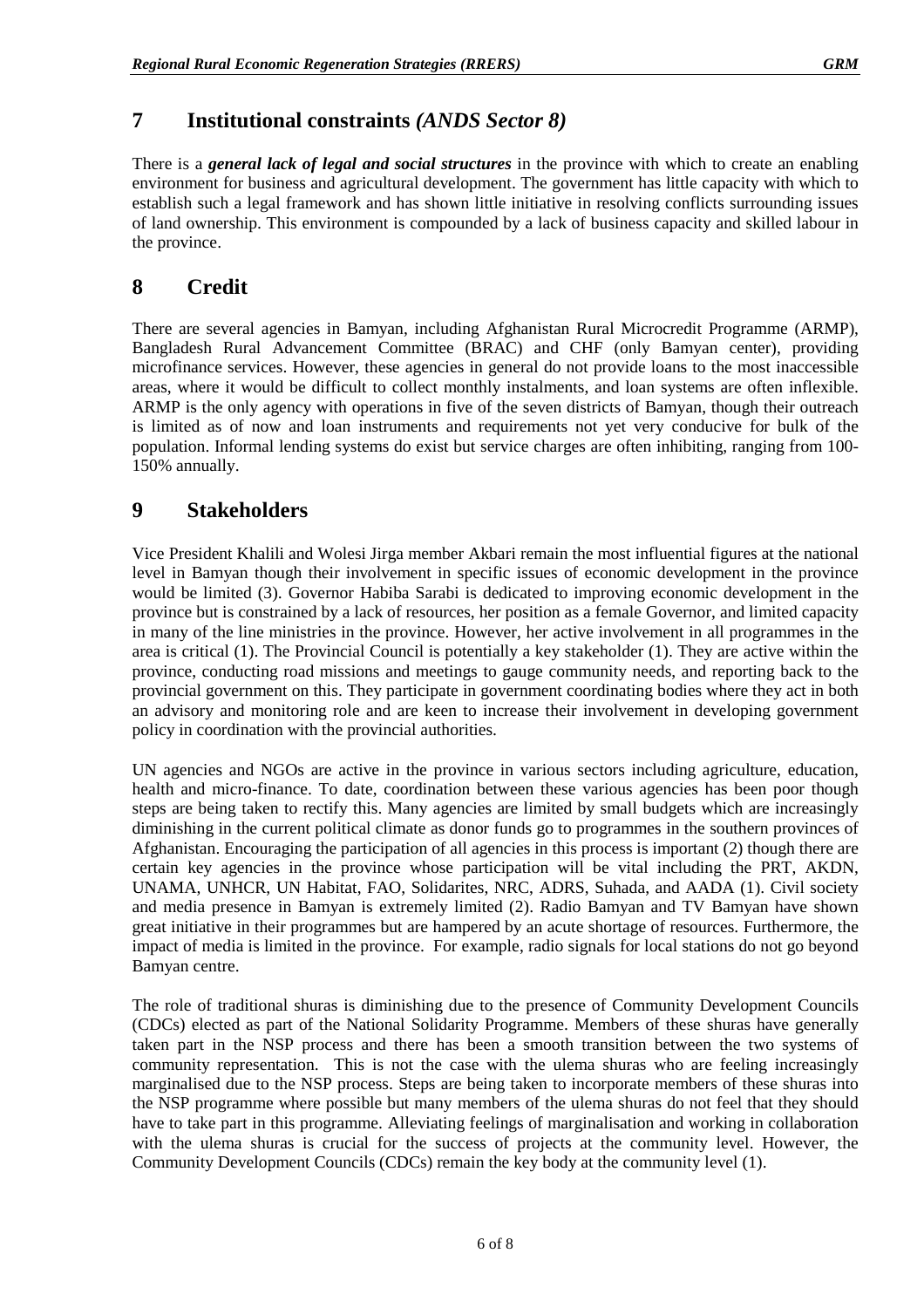# 7 Institutional constraints *(ANDS Sector 8)*

There is a ***general lack of legal and social structures*** in the province with which to create an enabling environment for business and agricultural development. The government has little capacity with which to establish such a legal framework and has shown little initiative in resolving conflicts surrounding issues of land ownership. This environment is compounded by a lack of business capacity and skilled labour in the province.

# 8 Credit

There are several agencies in Bamyan, including Afghanistan Rural Microcredit Programme (ARMP), Bangladesh Rural Advancement Committee (BRAC) and CHF (only Bamyan center), providing microfinance services. However, these agencies in general do not provide loans to the most inaccessible areas, where it would be difficult to collect monthly instalments, and loan systems are often inflexible. ARMP is the only agency with operations in five of the seven districts of Bamyan, though their outreach is limited as of now and loan instruments and requirements not yet very conducive for bulk of the population. Informal lending systems do exist but service charges are often inhibiting, ranging from 100-150% annually.

# 9 Stakeholders

Vice President Khalili and Wolesi Jirga member Akbari remain the most influential figures at the national level in Bamyan though their involvement in specific issues of economic development in the province would be limited (3). Governor Habiba Sarabi is dedicated to improving economic development in the province but is constrained by a lack of resources, her position as a female Governor, and limited capacity in many of the line ministries in the province. However, her active involvement in all programmes in the area is critical (1). The Provincial Council is potentially a key stakeholder (1). They are active within the province, conducting road missions and meetings to gauge community needs, and reporting back to the provincial government on this. They participate in government coordinating bodies where they act in both an advisory and monitoring role and are keen to increase their involvement in developing government policy in coordination with the provincial authorities.

UN agencies and NGOs are active in the province in various sectors including agriculture, education, health and micro-finance. To date, coordination between these various agencies has been poor though steps are being taken to rectify this. Many agencies are limited by small budgets which are increasingly diminishing in the current political climate as donor funds go to programmes in the southern provinces of Afghanistan. Encouraging the participation of all agencies in this process is important (2) though there are certain key agencies in the province whose participation will be vital including the PRT, AKDN, UNAMA, UNHCR, UN Habitat, FAO, Solidarites, NRC, ADRS, Suhada, and AADA (1). Civil society and media presence in Bamyan is extremely limited (2). Radio Bamyan and TV Bamyan have shown great initiative in their programmes but are hampered by an acute shortage of resources. Furthermore, the impact of media is limited in the province. For example, radio signals for local stations do not go beyond Bamyan centre.

The role of traditional shuras is diminishing due to the presence of Community Development Councils (CDCs) elected as part of the National Solidarity Programme. Members of these shuras have generally taken part in the NSP process and there has been a smooth transition between the two systems of community representation. This is not the case with the ulema shuras who are feeling increasingly marginalised due to the NSP process. Steps are being taken to incorporate members of these shuras into the NSP programme where possible but many members of the ulema shuras do not feel that they should have to take part in this programme. Alleviating feelings of marginalisation and working in collaboration with the ulema shuras is crucial for the success of projects at the community level. However, the Community Development Councils (CDCs) remain the key body at the community level (1).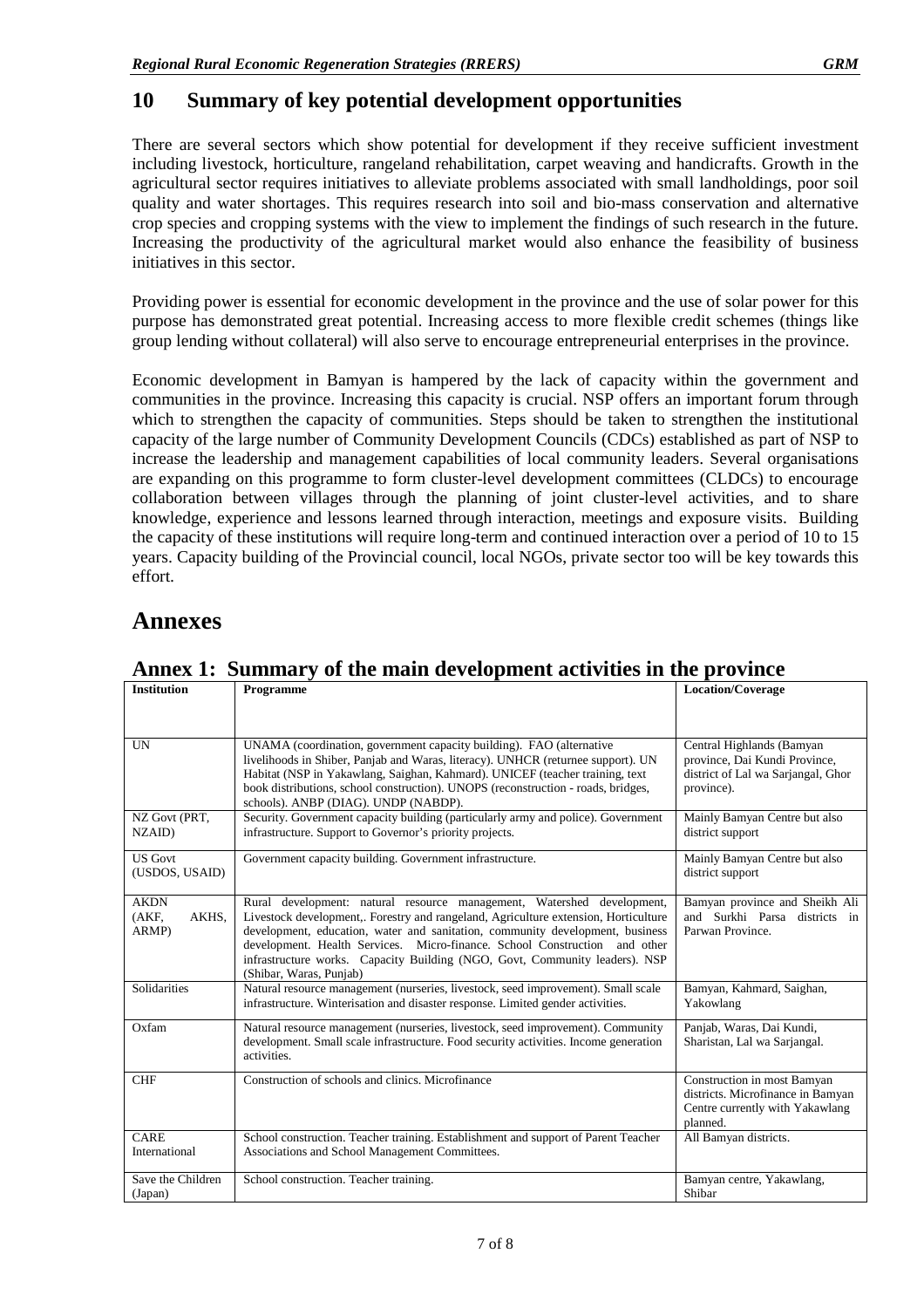## 10 Summary of key potential development opportunities

There are several sectors which show potential for development if they receive sufficient investment including livestock, horticulture, rangeland rehabilitation, carpet weaving and handicrafts. Growth in the agricultural sector requires initiatives to alleviate problems associated with small landholdings, poor soil quality and water shortages. This requires research into soil and bio-mass conservation and alternative crop species and cropping systems with the view to implement the findings of such research in the future. Increasing the productivity of the agricultural market would also enhance the feasibility of business initiatives in this sector.

Providing power is essential for economic development in the province and the use of solar power for this purpose has demonstrated great potential. Increasing access to more flexible credit schemes (things like group lending without collateral) will also serve to encourage entrepreneurial enterprises in the province.

Economic development in Bamyan is hampered by the lack of capacity within the government and communities in the province. Increasing this capacity is crucial. NSP offers an important forum through which to strengthen the capacity of communities. Steps should be taken to strengthen the institutional capacity of the large number of Community Development Councils (CDCs) established as part of NSP to increase the leadership and management capabilities of local community leaders. Several organisations are expanding on this programme to form cluster-level development committees (CLDCs) to encourage collaboration between villages through the planning of joint cluster-level activities, and to share knowledge, experience and lessons learned through interaction, meetings and exposure visits. Building the capacity of these institutions will require long-term and continued interaction over a period of 10 to 15 years. Capacity building of the Provincial council, local NGOs, private sector too will be key towards this effort.

# Annexes

## Annex 1: Summary of the main development activities in the province

| Institution | Programme | Location/Coverage |
|---|---|---|
| UN | UNAMA (coordination, government capacity building). FAO (alternative livelihoods in Shiber, Panjab and Waras, literacy). UNHCR (returnee support). UN Habitat (NSP in Yakawlang, Saighan, Kahmard). UNICEF (teacher training, text book distributions, school construction). UNOPS (reconstruction - roads, bridges, schools). ANBP (DIAG). UNDP (NABDP). | Central Highlands (Bamyan province, Dai Kundi Province, district of Lal wa Sarjangal, Ghor province). |
| NZ Govt (PRT, NZAID) | Security. Government capacity building (particularly army and police). Government infrastructure. Support to Governor's priority projects. | Mainly Bamyan Centre but also district support |
| US Govt (USDOS, USAID) | Government capacity building. Government infrastructure. | Mainly Bamyan Centre but also district support |
| AKDN (AKF, AKHS, ARMP) | Rural development: natural resource management, Watershed development, Livestock development,. Forestry and rangeland, Agriculture extension, Horticulture development, education, water and sanitation, community development, business development. Health Services. Micro-finance. School Construction and other infrastructure works. Capacity Building (NGO, Govt, Community leaders). NSP (Shibar, Waras, Punjab) | Bamyan province and Sheikh Ali and Surkhi Parsa districts in Parwan Province. |
| Solidarities | Natural resource management (nurseries, livestock, seed improvement). Small scale infrastructure. Winterisation and disaster response. Limited gender activities. | Bamyan, Kahmard, Saighan, Yakowlang |
| Oxfam | Natural resource management (nurseries, livestock, seed improvement). Community development. Small scale infrastructure. Food security activities. Income generation activities. | Panjab, Waras, Dai Kundi, Sharistan, Lal wa Sarjangal. |
| CHF | Construction of schools and clinics. Microfinance | Construction in most Bamyan districts. Microfinance in Bamyan Centre currently with Yakawlang planned. |
| CARE International | School construction. Teacher training. Establishment and support of Parent Teacher Associations and School Management Committees. | All Bamyan districts. |
| Save the Children (Japan) | School construction. Teacher training. | Bamyan centre, Yakawlang, Shibar |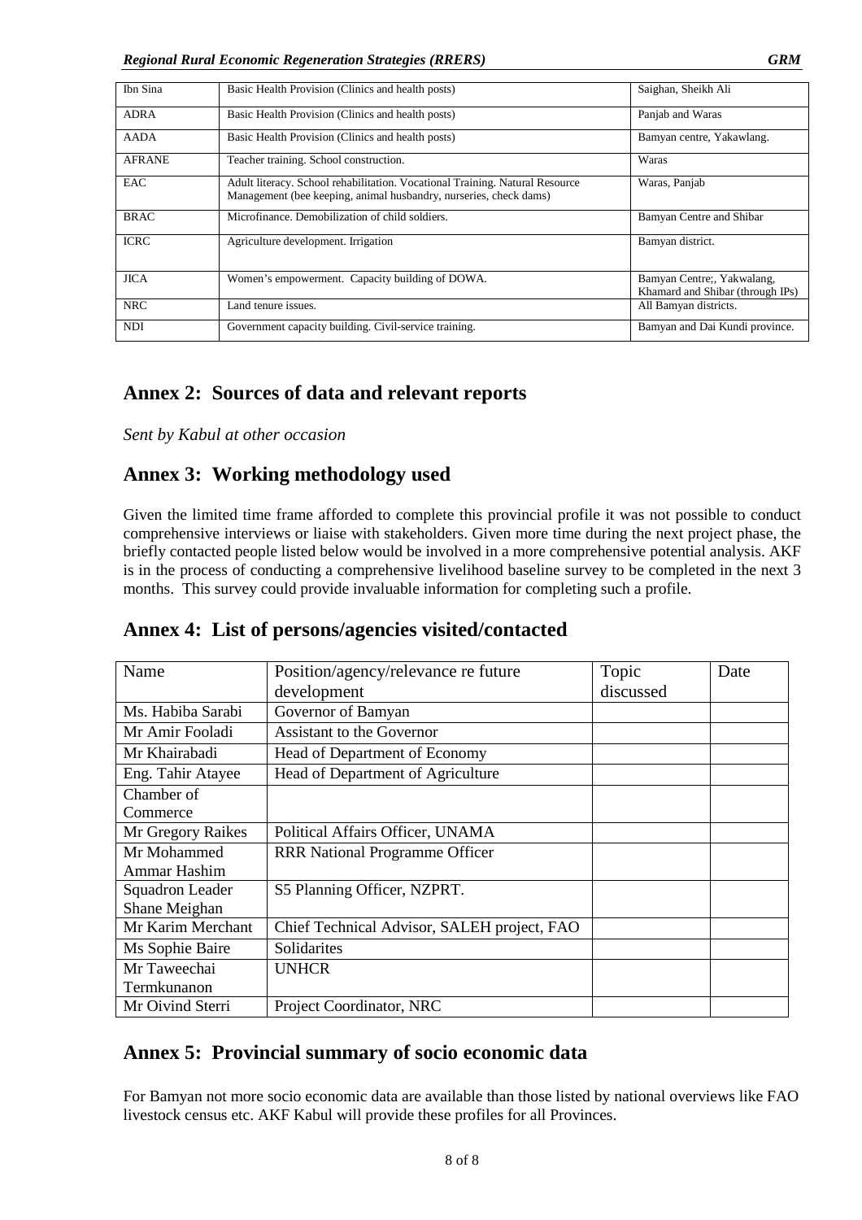| | | |
|---|---|---|
| Ibn Sina | Basic Health Provision (Clinics and health posts) | Saighan, Sheikh Ali |
| ADRA | Basic Health Provision (Clinics and health posts) | Panjab and Waras |
| AADA | Basic Health Provision (Clinics and health posts) | Bamyan centre, Yakawlang. |
| AFRANE | Teacher training. School construction. | Waras |
| EAC | Adult literacy. School rehabilitation. Vocational Training. Natural Resource Management (bee keeping, animal husbandry, nurseries, check dams) | Waras, Panjab |
| BRAC | Microfinance. Demobilization of child soldiers. | Bamyan Centre and Shibar |
| ICRC | Agriculture development. Irrigation | Bamyan district. |
| JICA | Women's empowerment. Capacity building of DOWA. | Bamyan Centre;, Yakwalang, Khamard and Shibar (through IPs) |
| NRC | Land tenure issues. | All Bamyan districts. |
| NDI | Government capacity building. Civil-service training. | Bamyan and Dai Kundi province. |

## Annex 2: Sources of data and relevant reports

*Sent by Kabul at other occasion*

## Annex 3: Working methodology used

Given the limited time frame afforded to complete this provincial profile it was not possible to conduct comprehensive interviews or liaise with stakeholders. Given more time during the next project phase, the briefly contacted people listed below would be involved in a more comprehensive potential analysis. AKF is in the process of conducting a comprehensive livelihood baseline survey to be completed in the next 3 months. This survey could provide invaluable information for completing such a profile.

## Annex 4: List of persons/agencies visited/contacted

| Name | Position/agency/relevance re future development | Topic discussed | Date |
|---|---|---|---|
| Ms. Habiba Sarabi | Governor of Bamyan | | |
| Mr Amir Fooladi | Assistant to the Governor | | |
| Mr Khairabadi | Head of Department of Economy | | |
| Eng. Tahir Atayee | Head of Department of Agriculture | | |
| Chamber of Commerce | | | |
| Mr Gregory Raikes | Political Affairs Officer, UNAMA | | |
| Mr Mohammed Ammar Hashim | RRR National Programme Officer | | |
| Squadron Leader Shane Meighan | S5 Planning Officer, NZPRT. | | |
| Mr Karim Merchant | Chief Technical Advisor, SALEH project, FAO | | |
| Ms Sophie Baire | Solidarites | | |
| Mr Taweechai Termkunanon | UNHCR | | |
| Mr Oivind Sterri | Project Coordinator, NRC | | |

## Annex 5: Provincial summary of socio economic data

For Bamyan not more socio economic data are available than those listed by national overviews like FAO livestock census etc. AKF Kabul will provide these profiles for all Provinces.